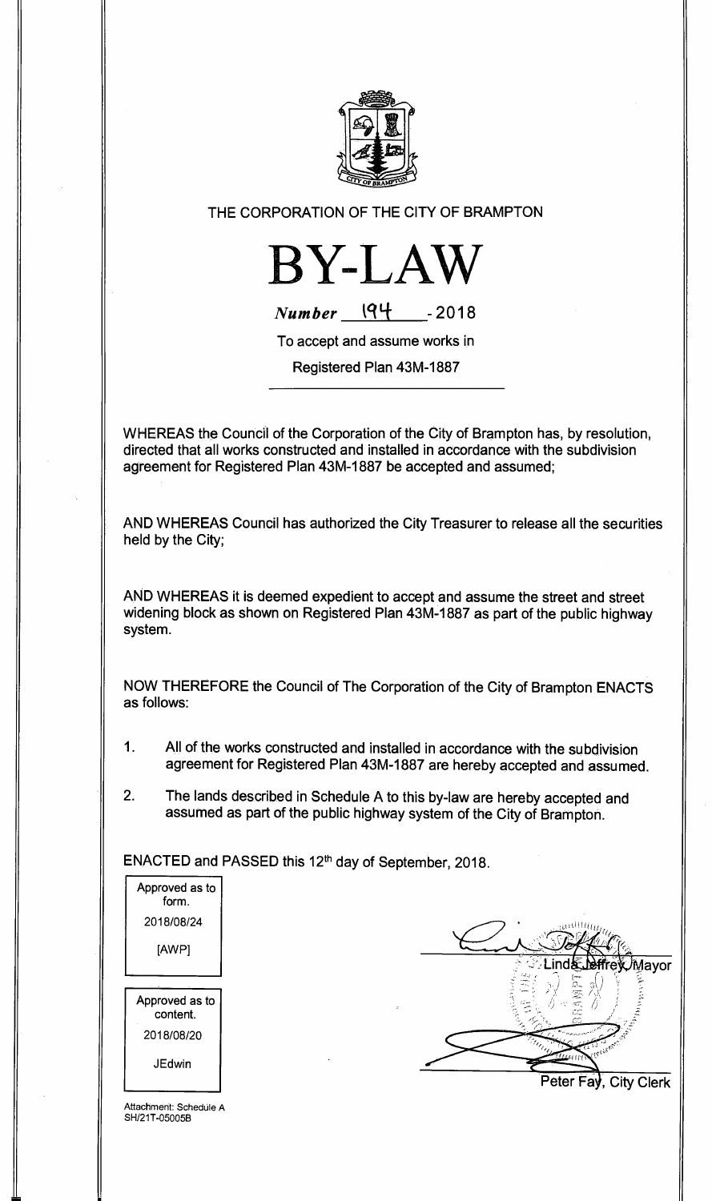THE CORPORATION OF THE CITY OF BRAMPTON

# BY-LAW

*Number* 194 - 2018

To accept and assume works in

Registered Plan 43M-1887

---

WHEREAS the Council of the Corporation of the City of Brampton has, by resolution, directed that all works constructed and installed in accordance with the subdivision agreement for Registered Plan 43M-1887 be accepted and assumed;

AND WHEREAS Council has authorized the City Treasurer to release all the securities held by the City;

AND WHEREAS it is deemed expedient to accept and assume the street and street widening block as shown on Registered Plan 43M-1887 as part of the public highway system.

NOW THEREFORE the Council of The Corporation of the City of Brampton ENACTS as follows:

1. All of the works constructed and installed in accordance with the subdivision agreement for Registered Plan 43M-1887 are hereby accepted and assumed.

2. The lands described in Schedule A to this by-law are hereby accepted and assumed as part of the public highway system of the City of Brampton.

ENACTED and PASSED this 12th day of September, 2018.

| Approved as to form. |
|---|
| 2018/08/24 |
| [AWP] |

| Approved as to content. |
|---|
| 2018/08/20 |
| JEdwin |

Linda Jeffrey, Mayor

Peter Fay, City Clerk

Attachment: Schedule A
SH/21T-05005B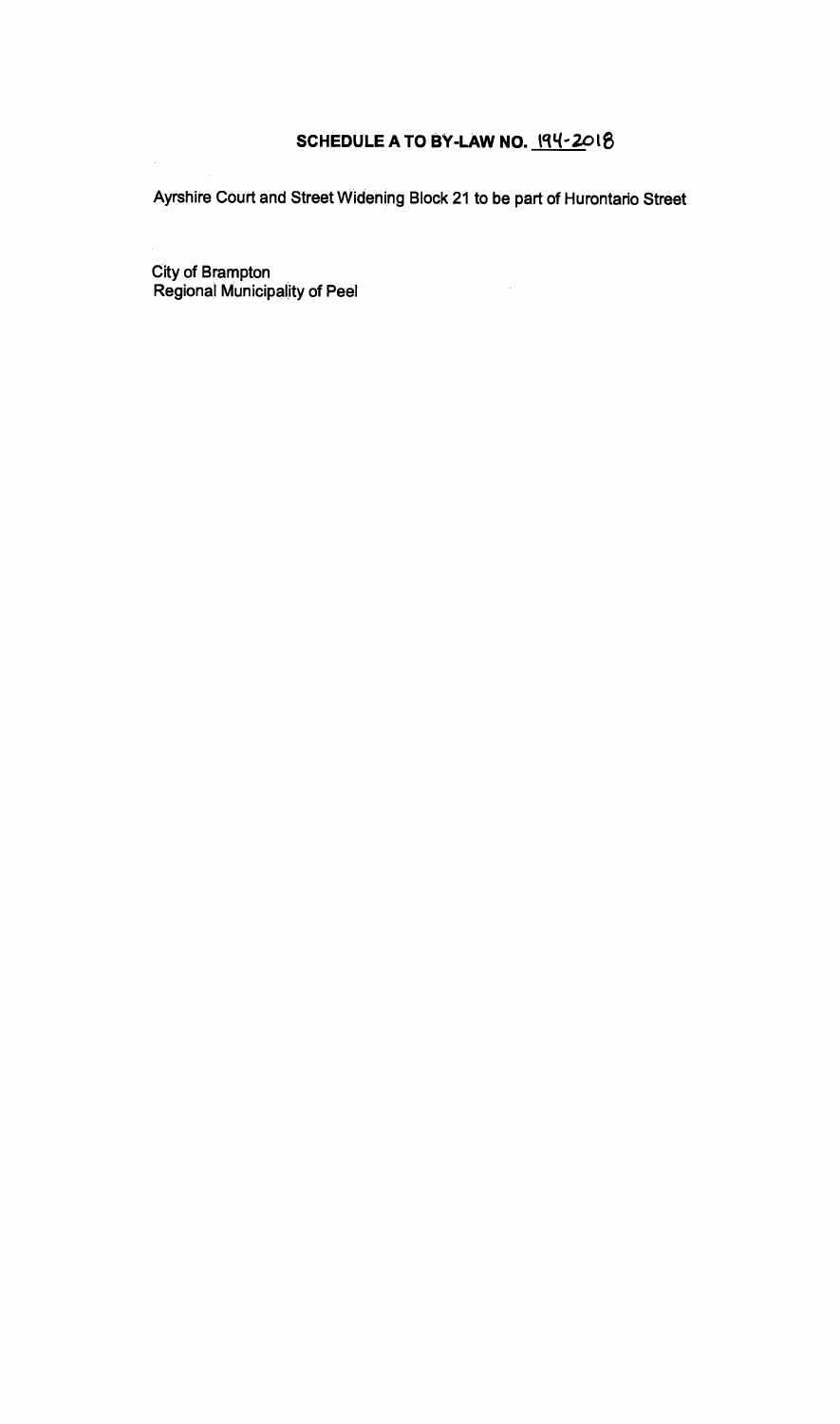# SCHEDULE A TO BY-LAW NO. 194-2018

Ayrshire Court and Street Widening Block 21 to be part of Hurontario Street

City of Brampton
Regional Municipality of Peel